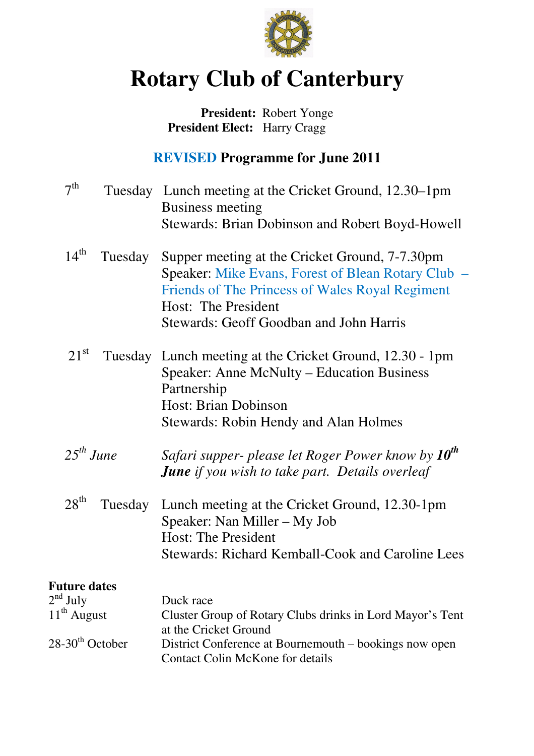# Rotary Club of Canterbury

**President:** Robert Yonge
**President Elect:** Harry Cragg

## REVISED Programme for June 2011

7th Tuesday — Lunch meeting at the Cricket Ground, 12.30–1pm
Business meeting
Stewards: Brian Dobinson and Robert Boyd-Howell

14th Tuesday — Supper meeting at the Cricket Ground, 7-7.30pm
Speaker: Mike Evans, Forest of Blean Rotary Club – Friends of The Princess of Wales Royal Regiment
Host: The President
Stewards: Geoff Goodban and John Harris

21st Tuesday — Lunch meeting at the Cricket Ground, 12.30 - 1pm
Speaker: Anne McNulty – Education Business Partnership
Host: Brian Dobinson
Stewards: Robin Hendy and Alan Holmes

*25th June* — *Safari supper- please let Roger Power know by* ***10th June*** *if you wish to take part. Details overleaf*

28th Tuesday — Lunch meeting at the Cricket Ground, 12.30-1pm
Speaker: Nan Miller – My Job
Host: The President
Stewards: Richard Kemball-Cook and Caroline Lees

**Future dates**

| | |
|---|---|
| 2nd July | Duck race |
| 11th August | Cluster Group of Rotary Clubs drinks in Lord Mayor's Tent at the Cricket Ground |
| 28-30th October | District Conference at Bournemouth – bookings now open. Contact Colin McKone for details |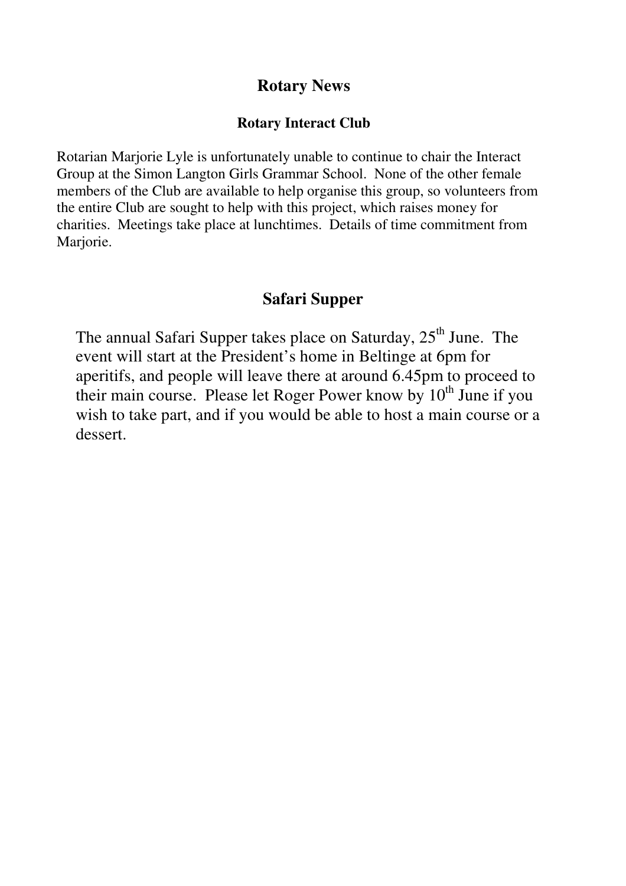# Rotary News

### Rotary Interact Club

Rotarian Marjorie Lyle is unfortunately unable to continue to chair the Interact Group at the Simon Langton Girls Grammar School. None of the other female members of the Club are available to help organise this group, so volunteers from the entire Club are sought to help with this project, which raises money for charities. Meetings take place at lunchtimes. Details of time commitment from Marjorie.

## Safari Supper

The annual Safari Supper takes place on Saturday, 25th June. The event will start at the President's home in Beltinge at 6pm for aperitifs, and people will leave there at around 6.45pm to proceed to their main course. Please let Roger Power know by 10th June if you wish to take part, and if you would be able to host a main course or a dessert.